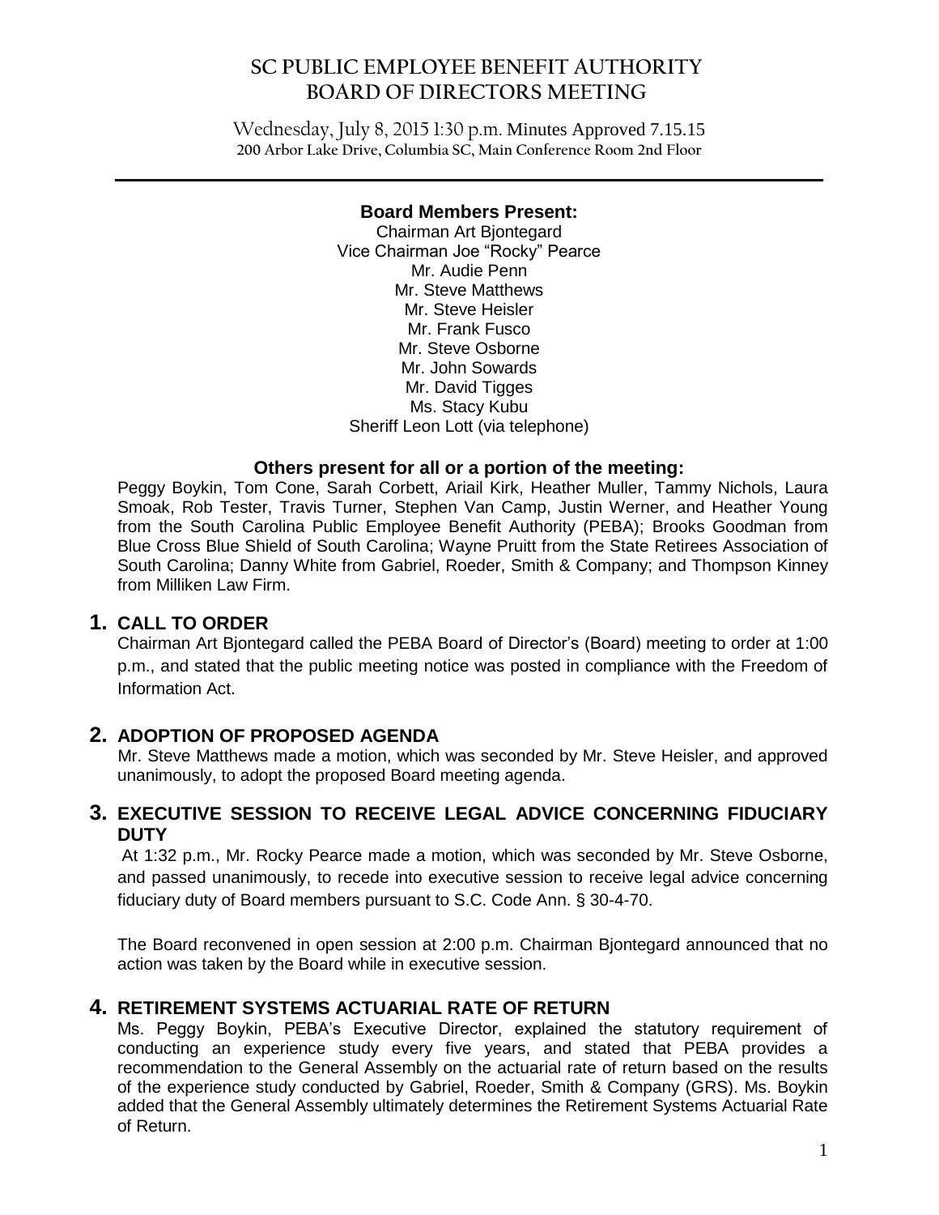# SC PUBLIC EMPLOYEE BENEFIT AUTHORITY BOARD OF DIRECTORS MEETING

Wednesday, July 8, 2015 1:30 p.m. Minutes Approved 7.15.15
200 Arbor Lake Drive, Columbia SC, Main Conference Room 2nd Floor

**Board Members Present:**

Chairman Art Bjontegard
Vice Chairman Joe "Rocky" Pearce
Mr. Audie Penn
Mr. Steve Matthews
Mr. Steve Heisler
Mr. Frank Fusco
Mr. Steve Osborne
Mr. John Sowards
Mr. David Tigges
Ms. Stacy Kubu
Sheriff Leon Lott (via telephone)

**Others present for all or a portion of the meeting:**

Peggy Boykin, Tom Cone, Sarah Corbett, Ariail Kirk, Heather Muller, Tammy Nichols, Laura Smoak, Rob Tester, Travis Turner, Stephen Van Camp, Justin Werner, and Heather Young from the South Carolina Public Employee Benefit Authority (PEBA); Brooks Goodman from Blue Cross Blue Shield of South Carolina; Wayne Pruitt from the State Retirees Association of South Carolina; Danny White from Gabriel, Roeder, Smith & Company; and Thompson Kinney from Milliken Law Firm.

## 1. CALL TO ORDER

Chairman Art Bjontegard called the PEBA Board of Director's (Board) meeting to order at 1:00 p.m., and stated that the public meeting notice was posted in compliance with the Freedom of Information Act.

## 2. ADOPTION OF PROPOSED AGENDA

Mr. Steve Matthews made a motion, which was seconded by Mr. Steve Heisler, and approved unanimously, to adopt the proposed Board meeting agenda.

## 3. EXECUTIVE SESSION TO RECEIVE LEGAL ADVICE CONCERNING FIDUCIARY DUTY

At 1:32 p.m., Mr. Rocky Pearce made a motion, which was seconded by Mr. Steve Osborne, and passed unanimously, to recede into executive session to receive legal advice concerning fiduciary duty of Board members pursuant to S.C. Code Ann. § 30-4-70.

The Board reconvened in open session at 2:00 p.m. Chairman Bjontegard announced that no action was taken by the Board while in executive session.

## 4. RETIREMENT SYSTEMS ACTUARIAL RATE OF RETURN

Ms. Peggy Boykin, PEBA's Executive Director, explained the statutory requirement of conducting an experience study every five years, and stated that PEBA provides a recommendation to the General Assembly on the actuarial rate of return based on the results of the experience study conducted by Gabriel, Roeder, Smith & Company (GRS). Ms. Boykin added that the General Assembly ultimately determines the Retirement Systems Actuarial Rate of Return.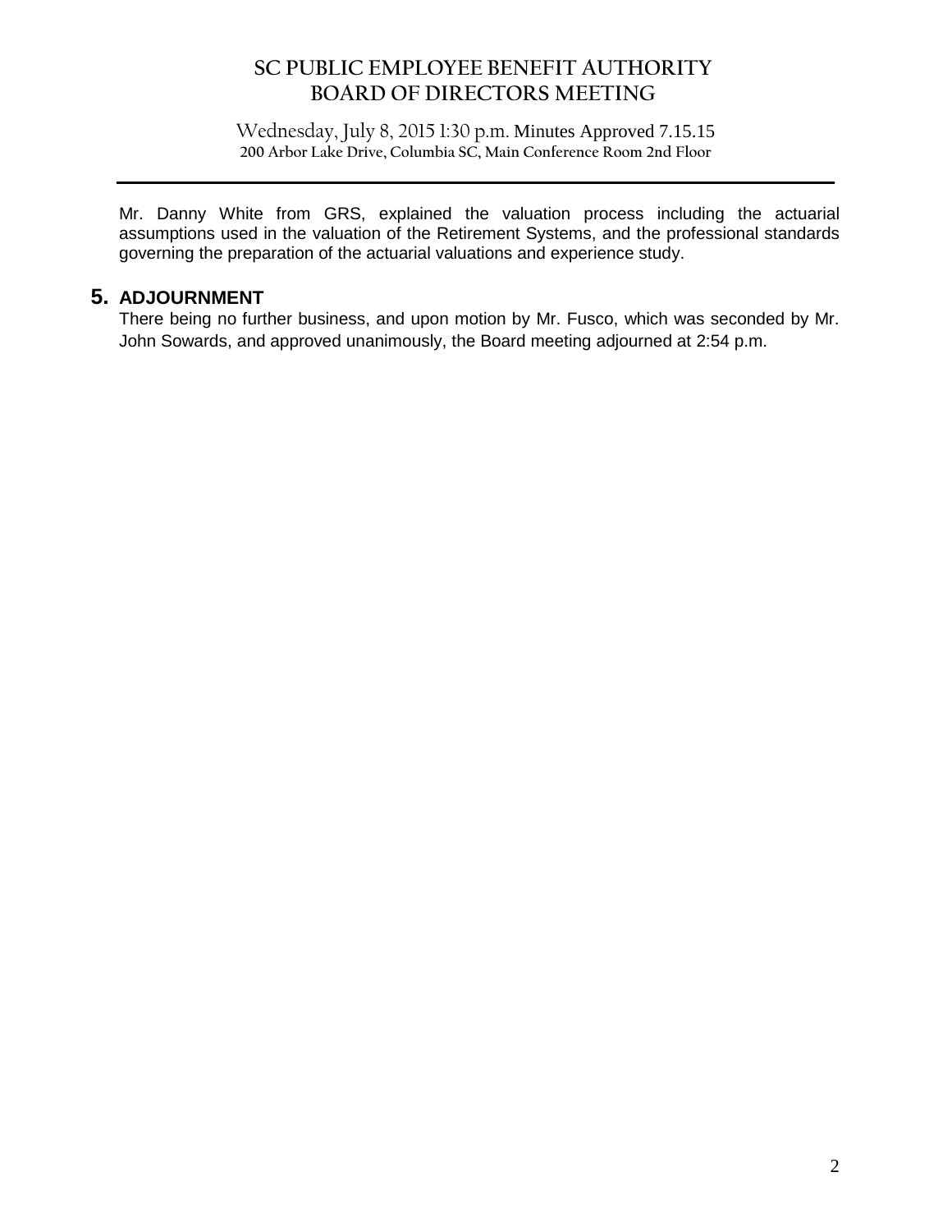Mr. Danny White from GRS, explained the valuation process including the actuarial assumptions used in the valuation of the Retirement Systems, and the professional standards governing the preparation of the actuarial valuations and experience study.

## 5. ADJOURNMENT

There being no further business, and upon motion by Mr. Fusco, which was seconded by Mr. John Sowards, and approved unanimously, the Board meeting adjourned at 2:54 p.m.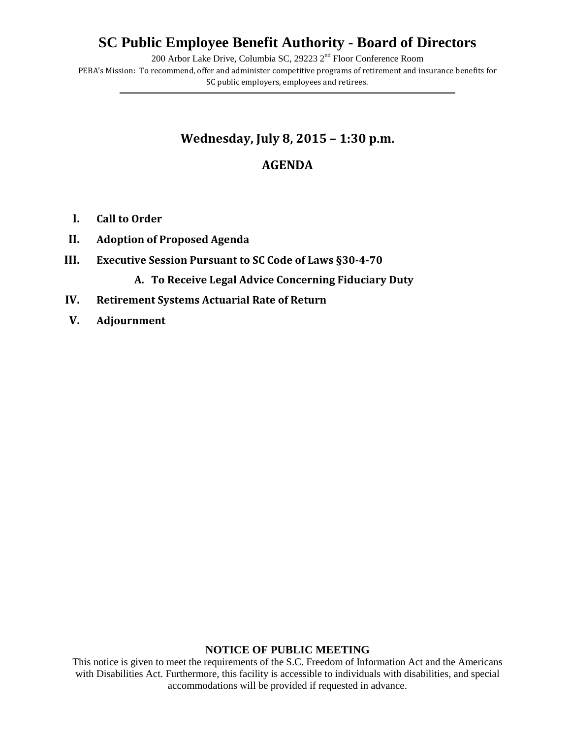# SC Public Employee Benefit Authority - Board of Directors

200 Arbor Lake Drive, Columbia SC, 29223 2nd Floor Conference Room

PEBA's Mission: To recommend, offer and administer competitive programs of retirement and insurance benefits for SC public employers, employees and retirees.

---

## Wednesday, July 8, 2015 – 1:30 p.m.

## AGENDA

- **I. Call to Order**
- **II. Adoption of Proposed Agenda**
- **III. Executive Session Pursuant to SC Code of Laws §30-4-70**
  - **A. To Receive Legal Advice Concerning Fiduciary Duty**
- **IV. Retirement Systems Actuarial Rate of Return**
- **V. Adjournment**

**NOTICE OF PUBLIC MEETING**

This notice is given to meet the requirements of the S.C. Freedom of Information Act and the Americans with Disabilities Act. Furthermore, this facility is accessible to individuals with disabilities, and special accommodations will be provided if requested in advance.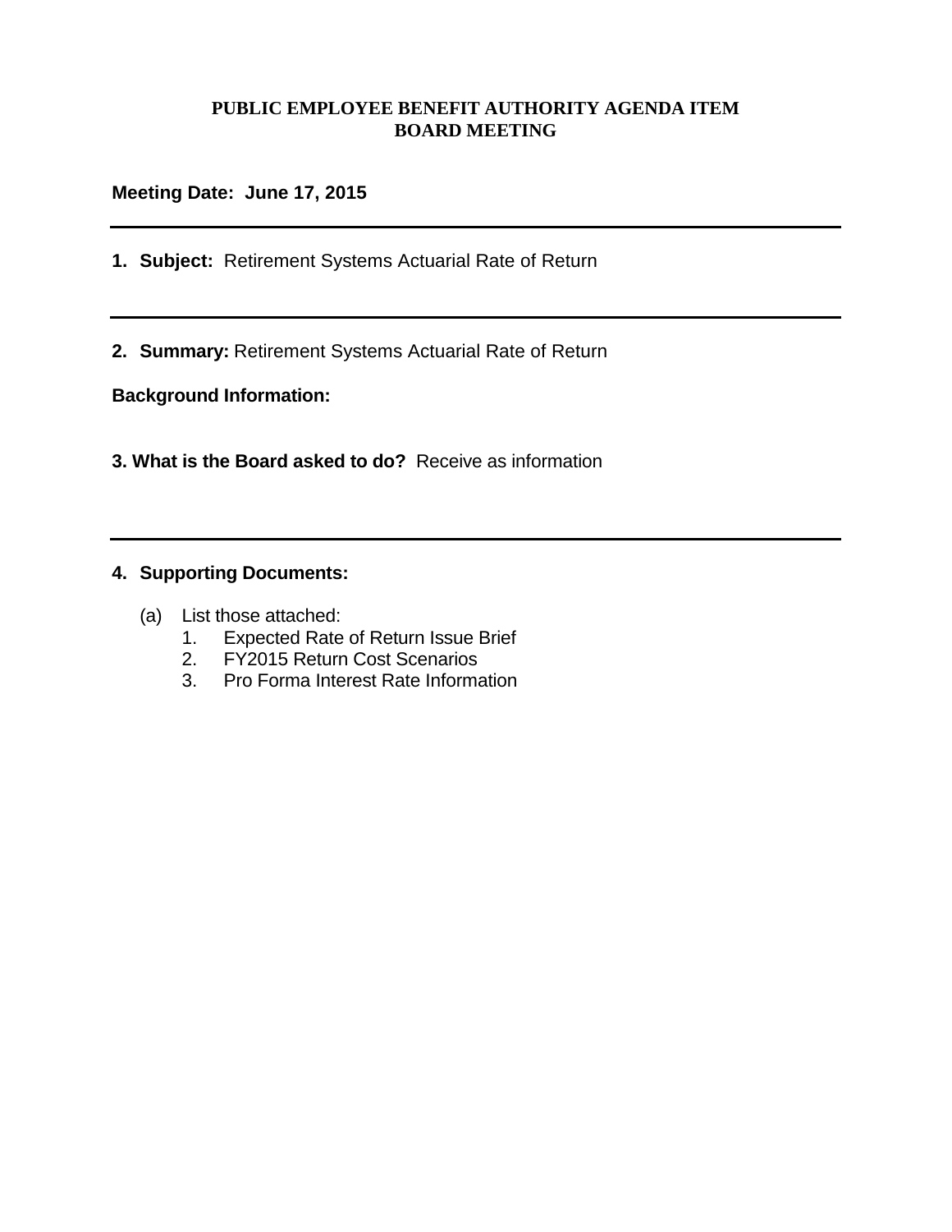# PUBLIC EMPLOYEE BENEFIT AUTHORITY AGENDA ITEM
## BOARD MEETING

**Meeting Date: June 17, 2015**

---

**1. Subject:** Retirement Systems Actuarial Rate of Return

---

**2. Summary:** Retirement Systems Actuarial Rate of Return

**Background Information:**

**3. What is the Board asked to do?** Receive as information

---

**4. Supporting Documents:**

(a) List those attached:
1. Expected Rate of Return Issue Brief
2. FY2015 Return Cost Scenarios
3. Pro Forma Interest Rate Information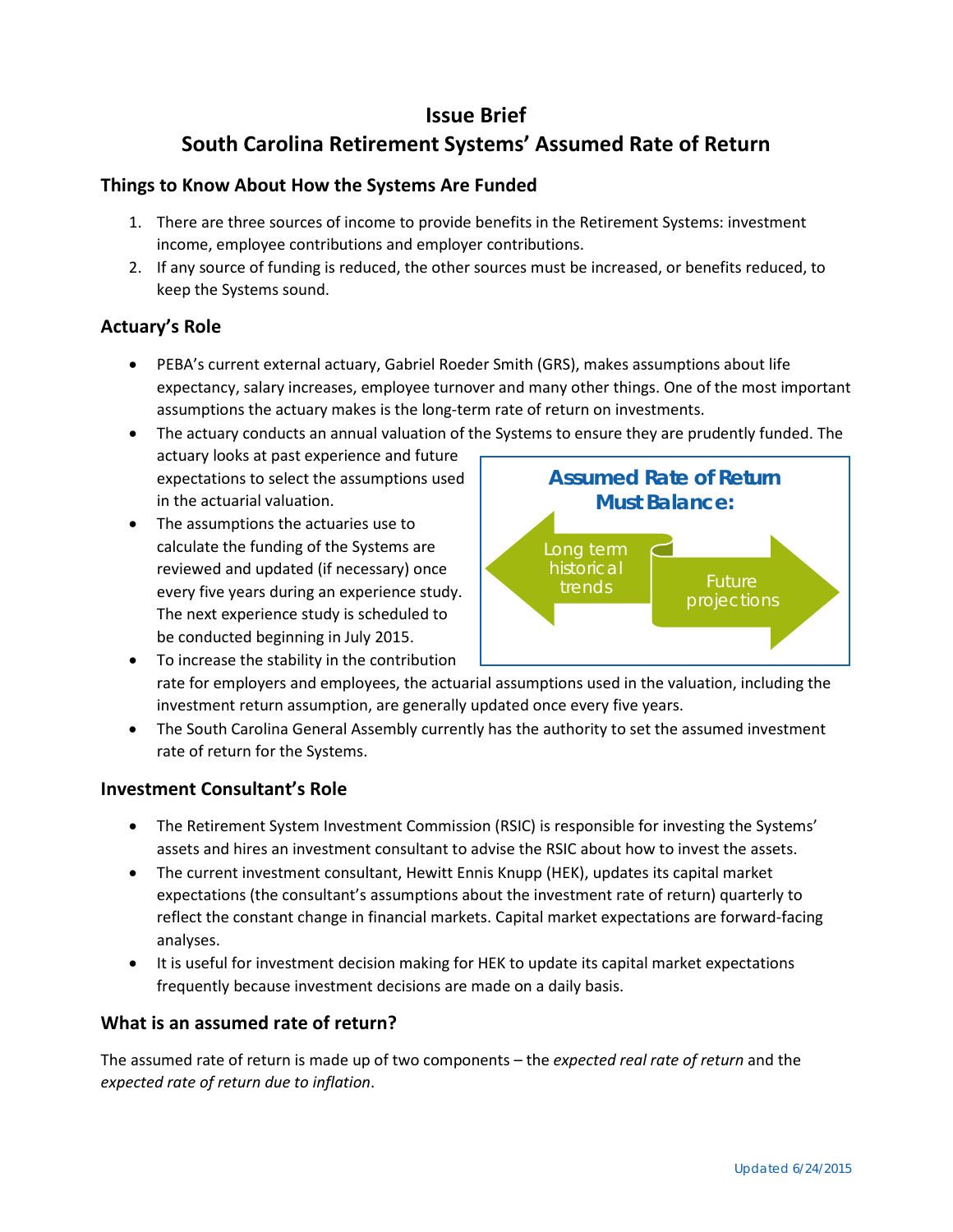# Issue Brief

# South Carolina Retirement Systems' Assumed Rate of Return

## Things to Know About How the Systems Are Funded

1. There are three sources of income to provide benefits in the Retirement Systems: investment income, employee contributions and employer contributions.
2. If any source of funding is reduced, the other sources must be increased, or benefits reduced, to keep the Systems sound.

## Actuary's Role

- PEBA's current external actuary, Gabriel Roeder Smith (GRS), makes assumptions about life expectancy, salary increases, employee turnover and many other things. One of the most important assumptions the actuary makes is the long-term rate of return on investments.
- The actuary conducts an annual valuation of the Systems to ensure they are prudently funded. The actuary looks at past experience and future expectations to select the assumptions used in the actuarial valuation.
- The assumptions the actuaries use to calculate the funding of the Systems are reviewed and updated (if necessary) once every five years during an experience study. The next experience study is scheduled to be conducted beginning in July 2015.
- To increase the stability in the contribution rate for employers and employees, the actuarial assumptions used in the valuation, including the investment return assumption, are generally updated once every five years.
- The South Carolina General Assembly currently has the authority to set the assumed investment rate of return for the Systems.

**Assumed Rate of Return Must Balance:**

Long term historical trends ⟷ Future projections

## Investment Consultant's Role

- The Retirement System Investment Commission (RSIC) is responsible for investing the Systems' assets and hires an investment consultant to advise the RSIC about how to invest the assets.
- The current investment consultant, Hewitt Ennis Knupp (HEK), updates its capital market expectations (the consultant's assumptions about the investment rate of return) quarterly to reflect the constant change in financial markets. Capital market expectations are forward-facing analyses.
- It is useful for investment decision making for HEK to update its capital market expectations frequently because investment decisions are made on a daily basis.

## What is an assumed rate of return?

The assumed rate of return is made up of two components – the *expected real rate of return* and the *expected rate of return due to inflation*.

Updated 6/24/2015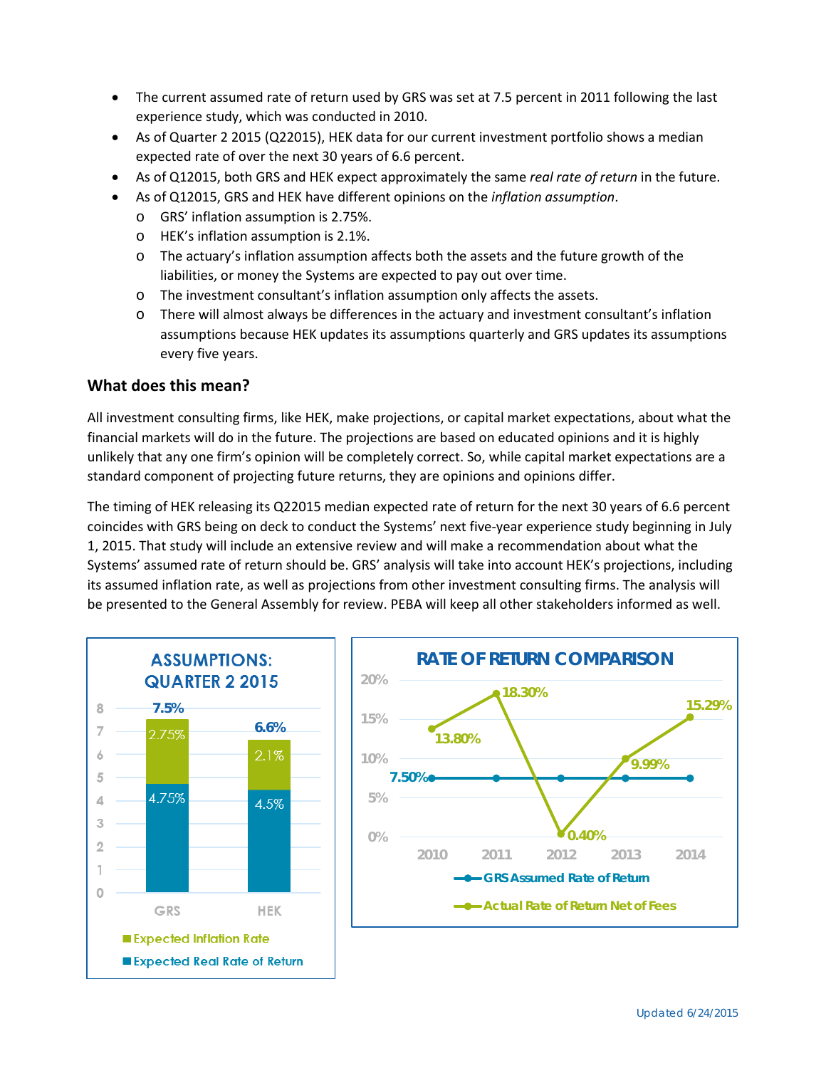- The current assumed rate of return used by GRS was set at 7.5 percent in 2011 following the last experience study, which was conducted in 2010.
- As of Quarter 2 2015 (Q22015), HEK data for our current investment portfolio shows a median expected rate of over the next 30 years of 6.6 percent.
- As of Q12015, both GRS and HEK expect approximately the same *real rate of return* in the future.
- As of Q12015, GRS and HEK have different opinions on the *inflation assumption*.
  - GRS' inflation assumption is 2.75%.
  - HEK's inflation assumption is 2.1%.
  - The actuary's inflation assumption affects both the assets and the future growth of the liabilities, or money the Systems are expected to pay out over time.
  - The investment consultant's inflation assumption only affects the assets.
  - There will almost always be differences in the actuary and investment consultant's inflation assumptions because HEK updates its assumptions quarterly and GRS updates its assumptions every five years.

## What does this mean?

All investment consulting firms, like HEK, make projections, or capital market expectations, about what the financial markets will do in the future. The projections are based on educated opinions and it is highly unlikely that any one firm's opinion will be completely correct. So, while capital market expectations are a standard component of projecting future returns, they are opinions and opinions differ.

The timing of HEK releasing its Q22015 median expected rate of return for the next 30 years of 6.6 percent coincides with GRS being on deck to conduct the Systems' next five-year experience study beginning in July 1, 2015. That study will include an extensive review and will make a recommendation about what the Systems' assumed rate of return should be. GRS' analysis will take into account HEK's projections, including its assumed inflation rate, as well as projections from other investment consulting firms. The analysis will be presented to the General Assembly for review. PEBA will keep all other stakeholders informed as well.

**ASSUMPTIONS: QUARTER 2 2015**

| | GRS | HEK |
|---|---|---|
| Expected Inflation Rate | 2.75% | 2.1% |
| Expected Real Rate of Return | 4.75% | 4.5% |
| Total | 7.5% | 6.6% |

**RATE OF RETURN COMPARISON**

| Year | GRS Assumed Rate of Return | Actual Rate of Return Net of Fees |
|---|---|---|
| 2010 | 7.50% | 13.80% |
| 2011 | 7.50% | 18.30% |
| 2012 | 7.50% | 0.40% |
| 2013 | 7.50% | 9.99% |
| 2014 | 7.50% | 15.29% |

Updated 6/24/2015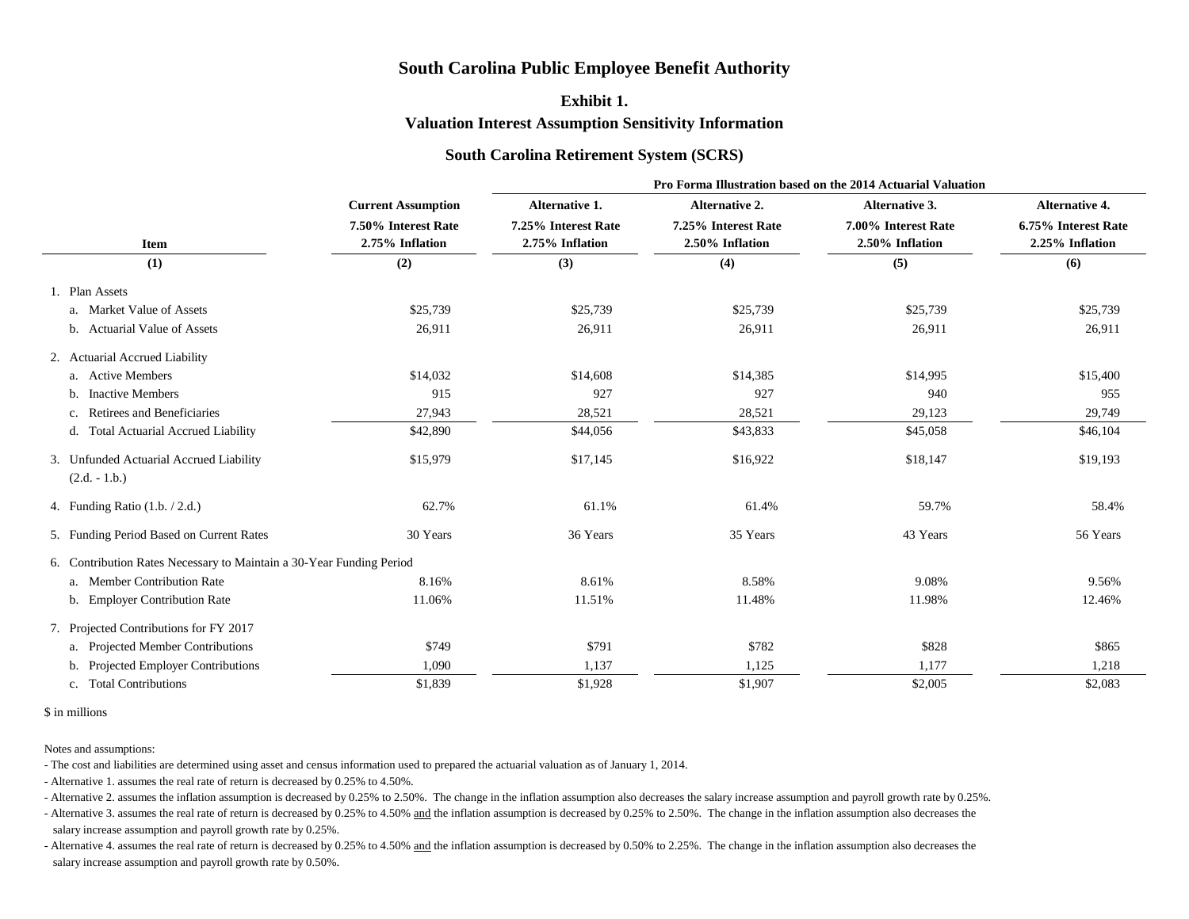# South Carolina Public Employee Benefit Authority

## Exhibit 1.

## Valuation Interest Assumption Sensitivity Information

### South Carolina Retirement System (SCRS)

| | | Pro Forma Illustration based on the 2014 Actuarial Valuation | | | |
|---|---|---|---|---|---|
| **Item** | **Current Assumption** 7.50% Interest Rate 2.75% Inflation | **Alternative 1.** 7.25% Interest Rate 2.75% Inflation | **Alternative 2.** 7.25% Interest Rate 2.50% Inflation | **Alternative 3.** 7.00% Interest Rate 2.50% Inflation | **Alternative 4.** 6.75% Interest Rate 2.25% Inflation |
| **(1)** | **(2)** | **(3)** | **(4)** | **(5)** | **(6)** |
| 1. Plan Assets | | | | | |
| a. Market Value of Assets | $25,739 | $25,739 | $25,739 | $25,739 | $25,739 |
| b. Actuarial Value of Assets | 26,911 | 26,911 | 26,911 | 26,911 | 26,911 |
| 2. Actuarial Accrued Liability | | | | | |
| a. Active Members | $14,032 | $14,608 | $14,385 | $14,995 | $15,400 |
| b. Inactive Members | 915 | 927 | 927 | 940 | 955 |
| c. Retirees and Beneficiaries | 27,943 | 28,521 | 28,521 | 29,123 | 29,749 |
| d. Total Actuarial Accrued Liability | $42,890 | $44,056 | $43,833 | $45,058 | $46,104 |
| 3. Unfunded Actuarial Accrued Liability (2.d. - 1.b.) | $15,979 | $17,145 | $16,922 | $18,147 | $19,193 |
| 4. Funding Ratio (1.b. / 2.d.) | 62.7% | 61.1% | 61.4% | 59.7% | 58.4% |
| 5. Funding Period Based on Current Rates | 30 Years | 36 Years | 35 Years | 43 Years | 56 Years |
| 6. Contribution Rates Necessary to Maintain a 30-Year Funding Period | | | | | |
| a. Member Contribution Rate | 8.16% | 8.61% | 8.58% | 9.08% | 9.56% |
| b. Employer Contribution Rate | 11.06% | 11.51% | 11.48% | 11.98% | 12.46% |
| 7. Projected Contributions for FY 2017 | | | | | |
| a. Projected Member Contributions | $749 | $791 | $782 | $828 | $865 |
| b. Projected Employer Contributions | 1,090 | 1,137 | 1,125 | 1,177 | 1,218 |
| c. Total Contributions | $1,839 | $1,928 | $1,907 | $2,005 | $2,083 |

$ in millions

Notes and assumptions:

- The cost and liabilities are determined using asset and census information used to prepared the actuarial valuation as of January 1, 2014.
- Alternative 1. assumes the real rate of return is decreased by 0.25% to 4.50%.
- Alternative 2. assumes the inflation assumption is decreased by 0.25% to 2.50%. The change in the inflation assumption also decreases the salary increase assumption and payroll growth rate by 0.25%.
- Alternative 3. assumes the real rate of return is decreased by 0.25% to 4.50% and the inflation assumption is decreased by 0.25% to 2.50%. The change in the inflation assumption also decreases the salary increase assumption and payroll growth rate by 0.25%.
- Alternative 4. assumes the real rate of return is decreased by 0.25% to 4.50% and the inflation assumption is decreased by 0.50% to 2.25%. The change in the inflation assumption also decreases the salary increase assumption and payroll growth rate by 0.50%.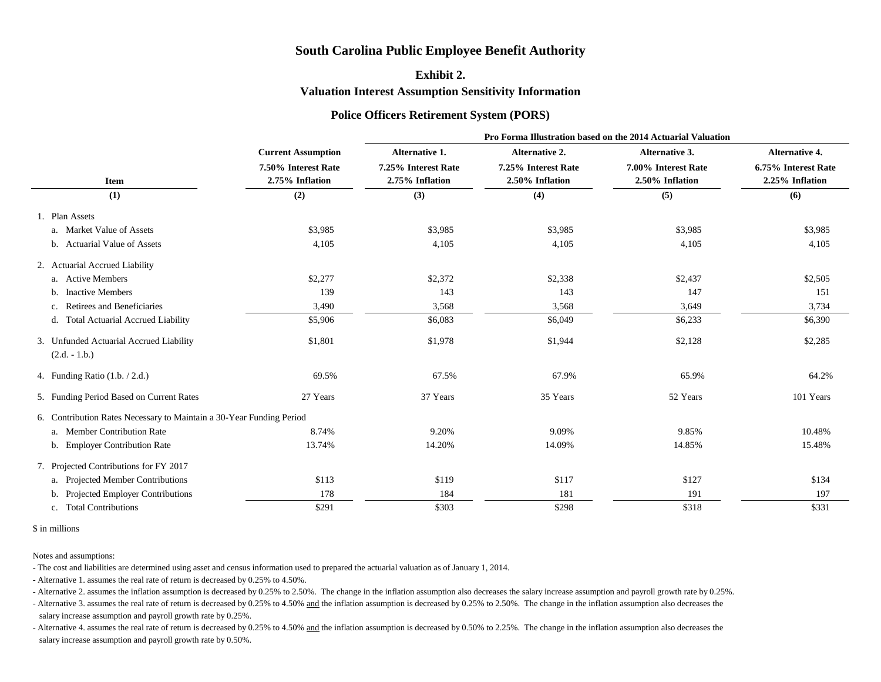# South Carolina Public Employee Benefit Authority

## Exhibit 2.

## Valuation Interest Assumption Sensitivity Information

### Police Officers Retirement System (PORS)

| | | Pro Forma Illustration based on the 2014 Actuarial Valuation | | | |
|---|---|---|---|---|---|
| Item | Current Assumption 7.50% Interest Rate 2.75% Inflation | Alternative 1. 7.25% Interest Rate 2.75% Inflation | Alternative 2. 7.25% Interest Rate 2.50% Inflation | Alternative 3. 7.00% Interest Rate 2.50% Inflation | Alternative 4. 6.75% Interest Rate 2.25% Inflation |
| (1) | (2) | (3) | (4) | (5) | (6) |
| 1. Plan Assets | | | | | |
| a. Market Value of Assets | $3,985 | $3,985 | $3,985 | $3,985 | $3,985 |
| b. Actuarial Value of Assets | 4,105 | 4,105 | 4,105 | 4,105 | 4,105 |
| 2. Actuarial Accrued Liability | | | | | |
| a. Active Members | $2,277 | $2,372 | $2,338 | $2,437 | $2,505 |
| b. Inactive Members | 139 | 143 | 143 | 147 | 151 |
| c. Retirees and Beneficiaries | 3,490 | 3,568 | 3,568 | 3,649 | 3,734 |
| d. Total Actuarial Accrued Liability | $5,906 | $6,083 | $6,049 | $6,233 | $6,390 |
| 3. Unfunded Actuarial Accrued Liability (2.d. - 1.b.) | $1,801 | $1,978 | $1,944 | $2,128 | $2,285 |
| 4. Funding Ratio (1.b. / 2.d.) | 69.5% | 67.5% | 67.9% | 65.9% | 64.2% |
| 5. Funding Period Based on Current Rates | 27 Years | 37 Years | 35 Years | 52 Years | 101 Years |
| 6. Contribution Rates Necessary to Maintain a 30-Year Funding Period | | | | | |
| a. Member Contribution Rate | 8.74% | 9.20% | 9.09% | 9.85% | 10.48% |
| b. Employer Contribution Rate | 13.74% | 14.20% | 14.09% | 14.85% | 15.48% |
| 7. Projected Contributions for FY 2017 | | | | | |
| a. Projected Member Contributions | $113 | $119 | $117 | $127 | $134 |
| b. Projected Employer Contributions | 178 | 184 | 181 | 191 | 197 |
| c. Total Contributions | $291 | $303 | $298 | $318 | $331 |

$ in millions

Notes and assumptions:

- The cost and liabilities are determined using asset and census information used to prepared the actuarial valuation as of January 1, 2014.
- Alternative 1. assumes the real rate of return is decreased by 0.25% to 4.50%.
- Alternative 2. assumes the inflation assumption is decreased by 0.25% to 2.50%. The change in the inflation assumption also decreases the salary increase assumption and payroll growth rate by 0.25%.
- Alternative 3. assumes the real rate of return is decreased by 0.25% to 4.50% and the inflation assumption is decreased by 0.25% to 2.50%. The change in the inflation assumption also decreases the salary increase assumption and payroll growth rate by 0.25%.
- Alternative 4. assumes the real rate of return is decreased by 0.25% to 4.50% and the inflation assumption is decreased by 0.50% to 2.25%. The change in the inflation assumption also decreases the salary increase assumption and payroll growth rate by 0.50%.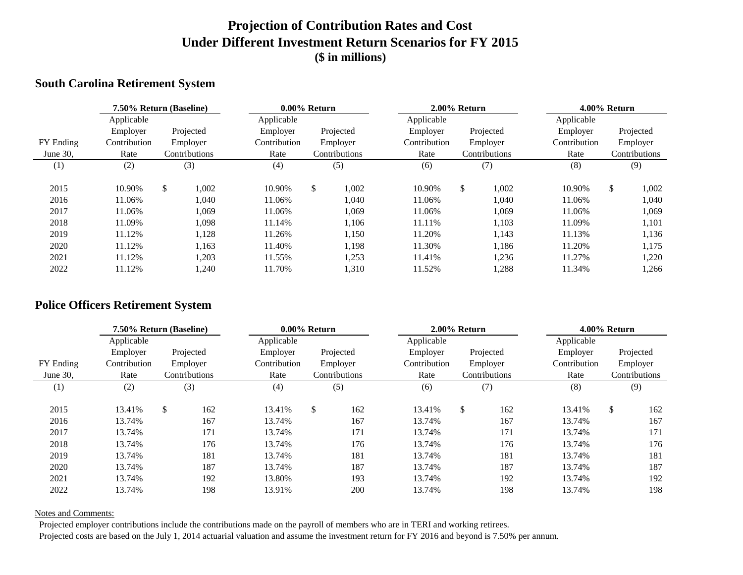# Projection of Contribution Rates and Cost
# Under Different Investment Return Scenarios for FY 2015
### ($ in millions)

## South Carolina Retirement System

| | 7.50% Return (Baseline) | | 0.00% Return | | 2.00% Return | | 4.00% Return | |
|---|---|---|---|---|---|---|---|---|
| FY Ending June 30, | Applicable Employer Contribution Rate | Projected Employer Contributions | Applicable Employer Contribution Rate | Projected Employer Contributions | Applicable Employer Contribution Rate | Projected Employer Contributions | Applicable Employer Contribution Rate | Projected Employer Contributions |
| (1) | (2) | (3) | (4) | (5) | (6) | (7) | (8) | (9) |
| 2015 | 10.90% | $ 1,002 | 10.90% | $ 1,002 | 10.90% | $ 1,002 | 10.90% | $ 1,002 |
| 2016 | 11.06% | 1,040 | 11.06% | 1,040 | 11.06% | 1,040 | 11.06% | 1,040 |
| 2017 | 11.06% | 1,069 | 11.06% | 1,069 | 11.06% | 1,069 | 11.06% | 1,069 |
| 2018 | 11.09% | 1,098 | 11.14% | 1,106 | 11.11% | 1,103 | 11.09% | 1,101 |
| 2019 | 11.12% | 1,128 | 11.26% | 1,150 | 11.20% | 1,143 | 11.13% | 1,136 |
| 2020 | 11.12% | 1,163 | 11.40% | 1,198 | 11.30% | 1,186 | 11.20% | 1,175 |
| 2021 | 11.12% | 1,203 | 11.55% | 1,253 | 11.41% | 1,236 | 11.27% | 1,220 |
| 2022 | 11.12% | 1,240 | 11.70% | 1,310 | 11.52% | 1,288 | 11.34% | 1,266 |

## Police Officers Retirement System

| | 7.50% Return (Baseline) | | 0.00% Return | | 2.00% Return | | 4.00% Return | |
|---|---|---|---|---|---|---|---|---|
| FY Ending June 30, | Applicable Employer Contribution Rate | Projected Employer Contributions | Applicable Employer Contribution Rate | Projected Employer Contributions | Applicable Employer Contribution Rate | Projected Employer Contributions | Applicable Employer Contribution Rate | Projected Employer Contributions |
| (1) | (2) | (3) | (4) | (5) | (6) | (7) | (8) | (9) |
| 2015 | 13.41% | $ 162 | 13.41% | $ 162 | 13.41% | $ 162 | 13.41% | $ 162 |
| 2016 | 13.74% | 167 | 13.74% | 167 | 13.74% | 167 | 13.74% | 167 |
| 2017 | 13.74% | 171 | 13.74% | 171 | 13.74% | 171 | 13.74% | 171 |
| 2018 | 13.74% | 176 | 13.74% | 176 | 13.74% | 176 | 13.74% | 176 |
| 2019 | 13.74% | 181 | 13.74% | 181 | 13.74% | 181 | 13.74% | 181 |
| 2020 | 13.74% | 187 | 13.74% | 187 | 13.74% | 187 | 13.74% | 187 |
| 2021 | 13.74% | 192 | 13.80% | 193 | 13.74% | 192 | 13.74% | 192 |
| 2022 | 13.74% | 198 | 13.91% | 200 | 13.74% | 198 | 13.74% | 198 |

Notes and Comments:

Projected employer contributions include the contributions made on the payroll of members who are in TERI and working retirees.

Projected costs are based on the July 1, 2014 actuarial valuation and assume the investment return for FY 2016 and beyond is 7.50% per annum.